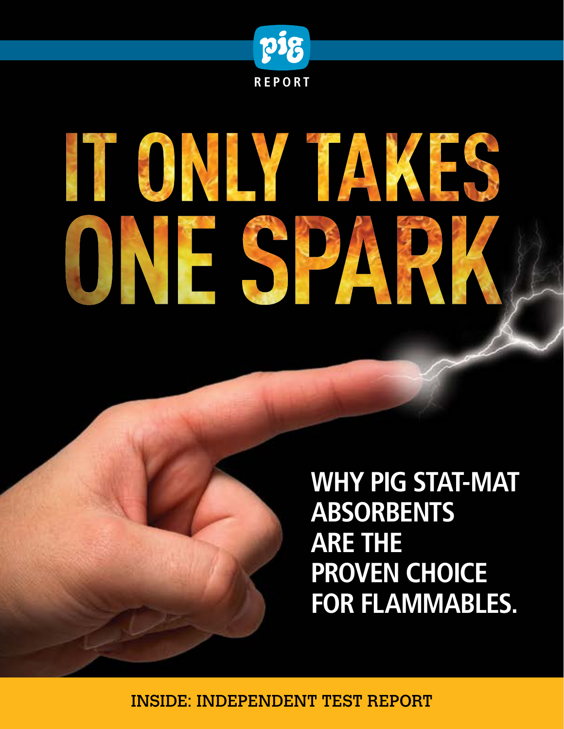pig REPORT

# IT ONLY TAKES ONE SPARK

**WHY PIG STAT-MAT ABSORBENTS ARE THE PROVEN CHOICE FOR FLAMMABLES.**

INSIDE: INDEPENDENT TEST REPORT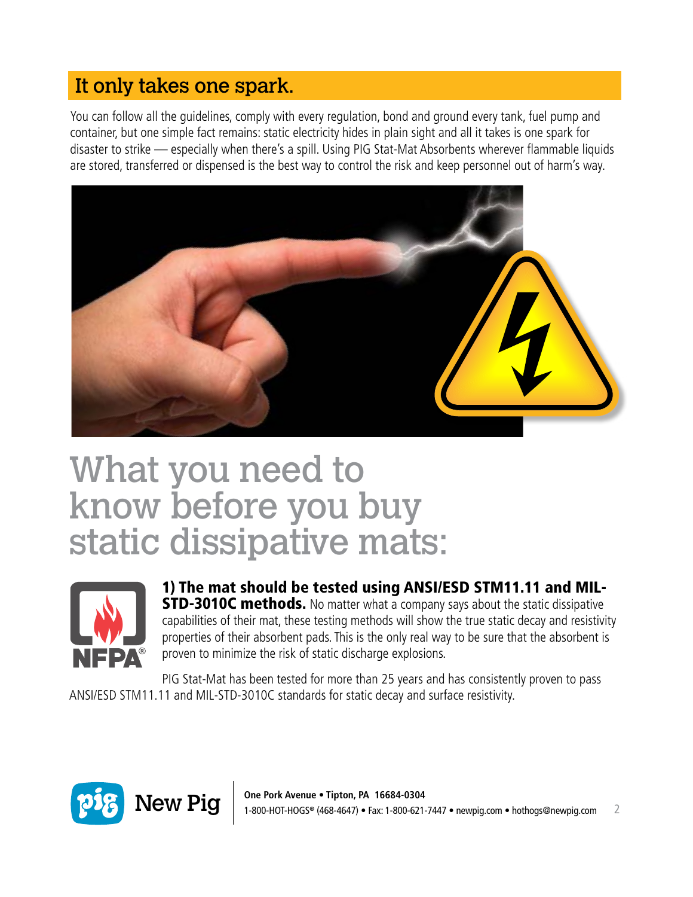## It only takes one spark.

You can follow all the guidelines, comply with every regulation, bond and ground every tank, fuel pump and container, but one simple fact remains: static electricity hides in plain sight and all it takes is one spark for disaster to strike — especially when there's a spill. Using PIG Stat-Mat Absorbents wherever flammable liquids are stored, transferred or dispensed is the best way to control the risk and keep personnel out of harm's way.

# What you need to know before you buy static dissipative mats:

**1) The mat should be tested using ANSI/ESD STM11.11 and MIL-STD-3010C methods.** No matter what a company says about the static dissipative capabilities of their mat, these testing methods will show the true static decay and resistivity properties of their absorbent pads. This is the only real way to be sure that the absorbent is proven to minimize the risk of static discharge explosions.

PIG Stat-Mat has been tested for more than 25 years and has consistently proven to pass ANSI/ESD STM11.11 and MIL-STD-3010C standards for static decay and surface resistivity.

New Pig

**One Pork Avenue • Tipton, PA 16684-0304**
1-800-HOT-HOGS® (468-4647) • Fax: 1-800-621-7447 • newpig.com • hothogs@newpig.com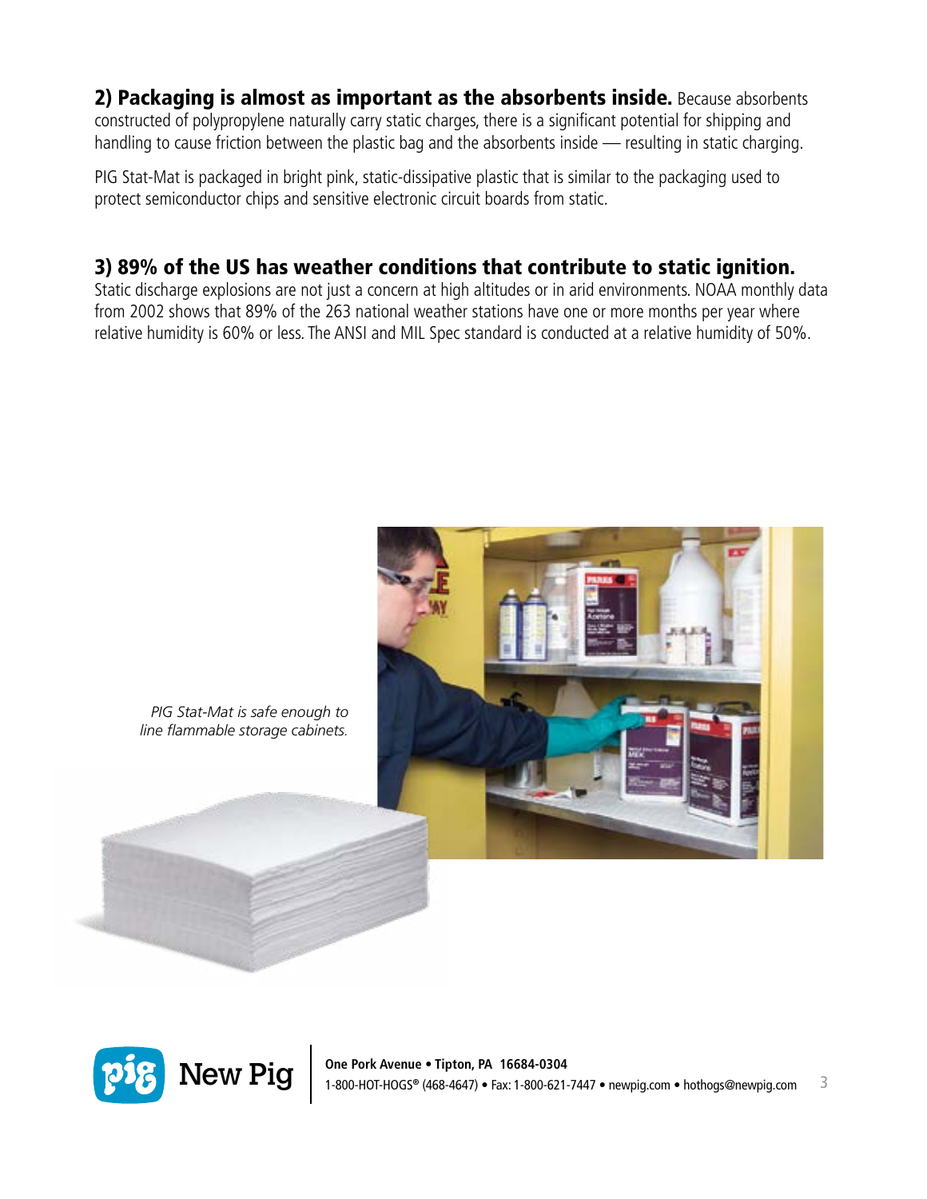**2) Packaging is almost as important as the absorbents inside.** Because absorbents constructed of polypropylene naturally carry static charges, there is a significant potential for shipping and handling to cause friction between the plastic bag and the absorbents inside — resulting in static charging.

PIG Stat-Mat is packaged in bright pink, static-dissipative plastic that is similar to the packaging used to protect semiconductor chips and sensitive electronic circuit boards from static.

## 3) 89% of the US has weather conditions that contribute to static ignition.

Static discharge explosions are not just a concern at high altitudes or in arid environments. NOAA monthly data from 2002 shows that 89% of the 263 national weather stations have one or more months per year where relative humidity is 60% or less. The ANSI and MIL Spec standard is conducted at a relative humidity of 50%.

*PIG Stat-Mat is safe enough to line flammable storage cabinets.*

New Pig

**One Pork Avenue • Tipton, PA 16684-0304**
1-800-HOT-HOGS® (468-4647) • Fax: 1-800-621-7447 • newpig.com • hothogs@newpig.com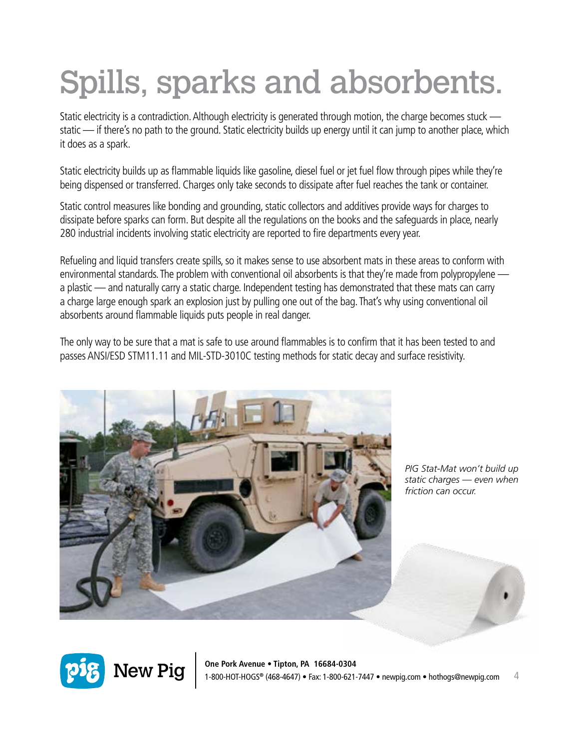# Spills, sparks and absorbents.

Static electricity is a contradiction. Although electricity is generated through motion, the charge becomes stuck — static — if there's no path to the ground. Static electricity builds up energy until it can jump to another place, which it does as a spark.

Static electricity builds up as flammable liquids like gasoline, diesel fuel or jet fuel flow through pipes while they're being dispensed or transferred. Charges only take seconds to dissipate after fuel reaches the tank or container.

Static control measures like bonding and grounding, static collectors and additives provide ways for charges to dissipate before sparks can form. But despite all the regulations on the books and the safeguards in place, nearly 280 industrial incidents involving static electricity are reported to fire departments every year.

Refueling and liquid transfers create spills, so it makes sense to use absorbent mats in these areas to conform with environmental standards. The problem with conventional oil absorbents is that they're made from polypropylene — a plastic — and naturally carry a static charge. Independent testing has demonstrated that these mats can carry a charge large enough spark an explosion just by pulling one out of the bag. That's why using conventional oil absorbents around flammable liquids puts people in real danger.

The only way to be sure that a mat is safe to use around flammables is to confirm that it has been tested to and passes ANSI/ESD STM11.11 and MIL-STD-3010C testing methods for static decay and surface resistivity.

*PIG Stat-Mat won't build up static charges — even when friction can occur.*

New Pig | **One Pork Avenue • Tipton, PA 16684-0304**
1-800-HOT-HOGS® (468-4647) • Fax: 1-800-621-7447 • newpig.com • hothogs@newpig.com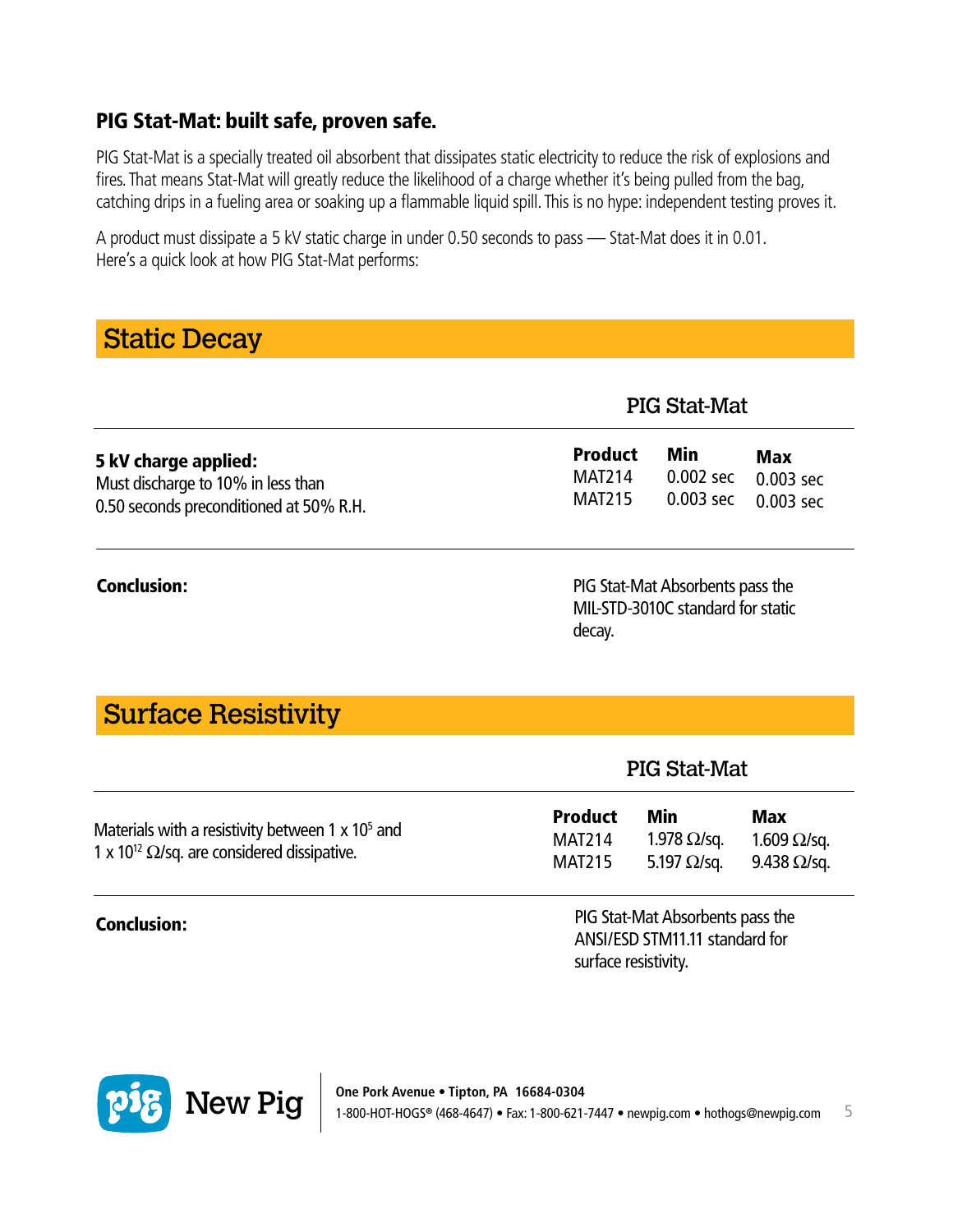## PIG Stat-Mat: built safe, proven safe.

PIG Stat-Mat is a specially treated oil absorbent that dissipates static electricity to reduce the risk of explosions and fires. That means Stat-Mat will greatly reduce the likelihood of a charge whether it's being pulled from the bag, catching drips in a fueling area or soaking up a flammable liquid spill. This is no hype: independent testing proves it.

A product must dissipate a 5 kV static charge in under 0.50 seconds to pass — Stat-Mat does it in 0.01.
Here's a quick look at how PIG Stat-Mat performs:

## Static Decay

| | PIG Stat-Mat | | |
|---|---|---|---|
| | **Product** | **Min** | **Max** |
| **5 kV charge applied:** Must discharge to 10% in less than 0.50 seconds preconditioned at 50% R.H. | MAT214 | 0.002 sec | 0.003 sec |
| | MAT215 | 0.003 sec | 0.003 sec |

**Conclusion:** PIG Stat-Mat Absorbents pass the MIL-STD-3010C standard for static decay.

## Surface Resistivity

| | PIG Stat-Mat | | |
|---|---|---|---|
| | **Product** | **Min** | **Max** |
| Materials with a resistivity between $1 \times 10^5$ and $1 \times 10^{12}$ Ω/sq. are considered dissipative. | MAT214 | 1.978 Ω/sq. | 1.609 Ω/sq. |
| | MAT215 | 5.197 Ω/sq. | 9.438 Ω/sq. |

**Conclusion:** PIG Stat-Mat Absorbents pass the ANSI/ESD STM11.11 standard for surface resistivity.

New Pig

**One Pork Avenue • Tipton, PA 16684-0304**
1-800-HOT-HOGS® (468-4647) • Fax: 1-800-621-7447 • newpig.com • hothogs@newpig.com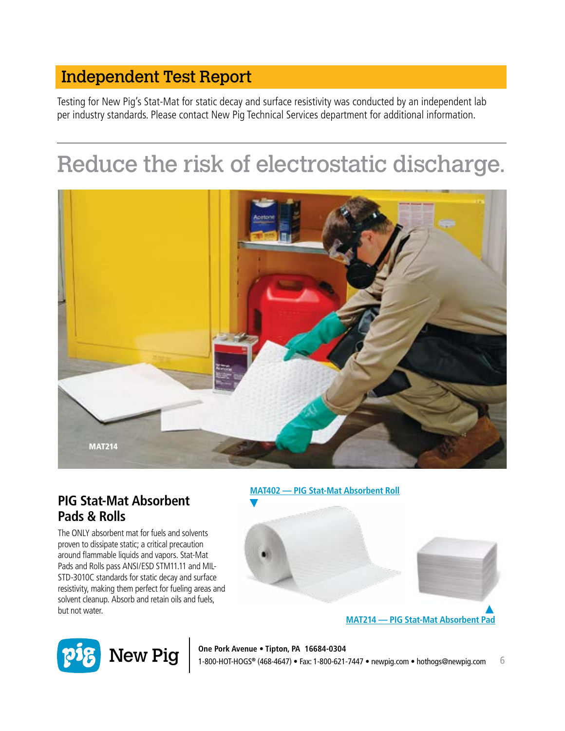## Independent Test Report

Testing for New Pig's Stat-Mat for static decay and surface resistivity was conducted by an independent lab per industry standards. Please contact New Pig Technical Services department for additional information.

# Reduce the risk of electrostatic discharge.

MAT214

### PIG Stat-Mat Absorbent Pads & Rolls

The ONLY absorbent mat for fuels and solvents proven to dissipate static; a critical precaution around flammable liquids and vapors. Stat-Mat Pads and Rolls pass ANSI/ESD STM11.11 and MIL-STD-3010C standards for static decay and surface resistivity, making them perfect for fueling areas and solvent cleanup. Absorb and retain oils and fuels, but not water.

MAT402 — PIG Stat-Mat Absorbent Roll

MAT214 — PIG Stat-Mat Absorbent Pad

New Pig

**One Pork Avenue • Tipton, PA 16684-0304**

1-800-HOT-HOGS® (468-4647) • Fax: 1-800-621-7447 • newpig.com • hothogs@newpig.com